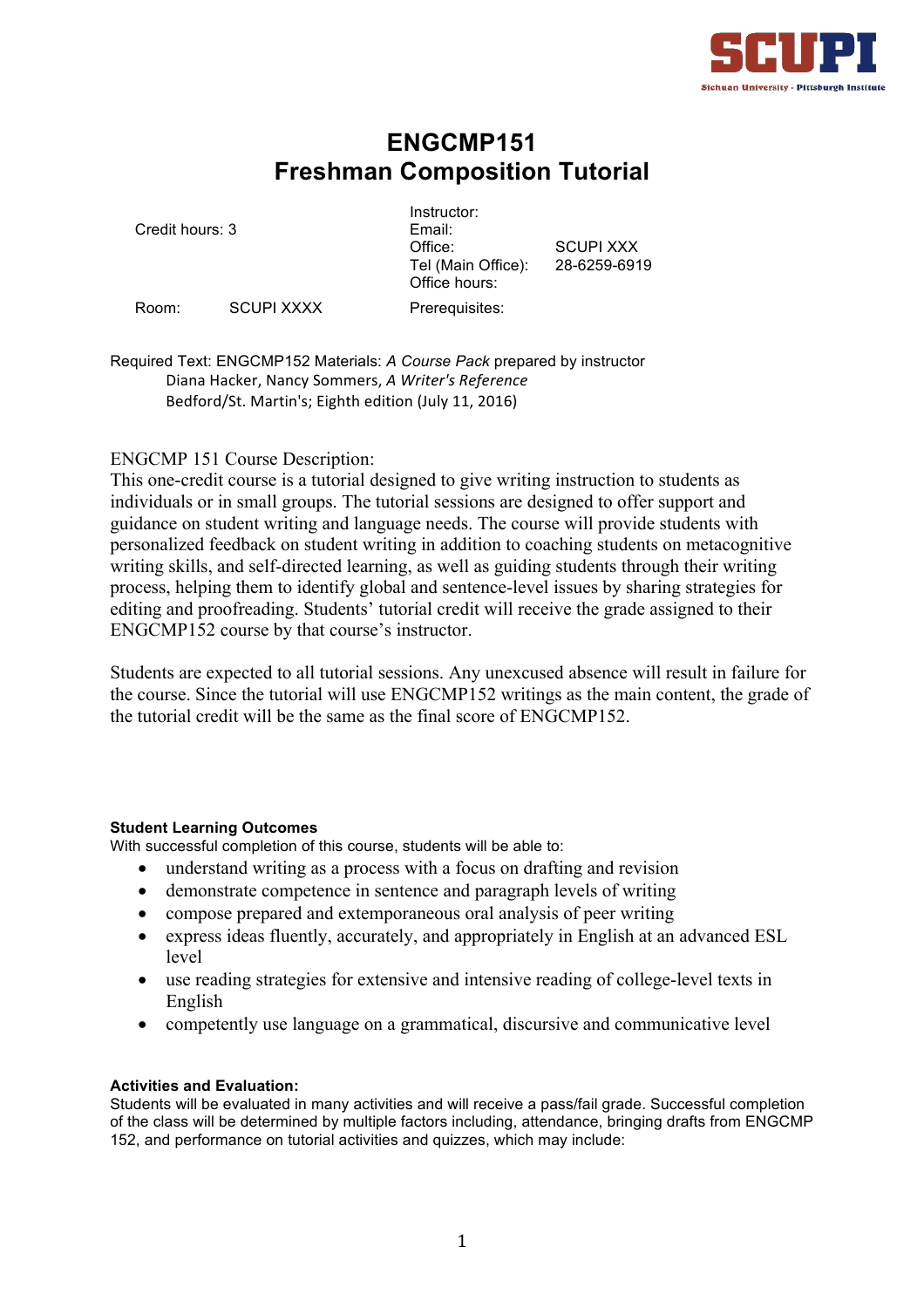SCUPI

Sichuan University - Pittsburgh Institute

# ENGCMP151
# Freshman Composition Tutorial

| | | | |
|---|---|---|---|
| Credit hours: 3 | | Instructor: | |
| | | Email: | |
| | | Office: | SCUPI XXX |
| | | Tel (Main Office): | 28-6259-6919 |
| | | Office hours: | |
| Room: | SCUPI XXXX | Prerequisites: | |

Required Text: ENGCMP152 Materials: *A Course Pack* prepared by instructor
Diana Hacker, Nancy Sommers, *A Writer's Reference*
Bedford/St. Martin's; Eighth edition (July 11, 2016)

ENGCMP 151 Course Description:
This one-credit course is a tutorial designed to give writing instruction to students as individuals or in small groups. The tutorial sessions are designed to offer support and guidance on student writing and language needs. The course will provide students with personalized feedback on student writing in addition to coaching students on metacognitive writing skills, and self-directed learning, as well as guiding students through their writing process, helping them to identify global and sentence-level issues by sharing strategies for editing and proofreading. Students' tutorial credit will receive the grade assigned to their ENGCMP152 course by that course's instructor.

Students are expected to all tutorial sessions. Any unexcused absence will result in failure for the course. Since the tutorial will use ENGCMP152 writings as the main content, the grade of the tutorial credit will be the same as the final score of ENGCMP152.

**Student Learning Outcomes**
With successful completion of this course, students will be able to:

- understand writing as a process with a focus on drafting and revision
- demonstrate competence in sentence and paragraph levels of writing
- compose prepared and extemporaneous oral analysis of peer writing
- express ideas fluently, accurately, and appropriately in English at an advanced ESL level
- use reading strategies for extensive and intensive reading of college-level texts in English
- competently use language on a grammatical, discursive and communicative level

**Activities and Evaluation:**
Students will be evaluated in many activities and will receive a pass/fail grade. Successful completion of the class will be determined by multiple factors including, attendance, bringing drafts from ENGCMP 152, and performance on tutorial activities and quizzes, which may include: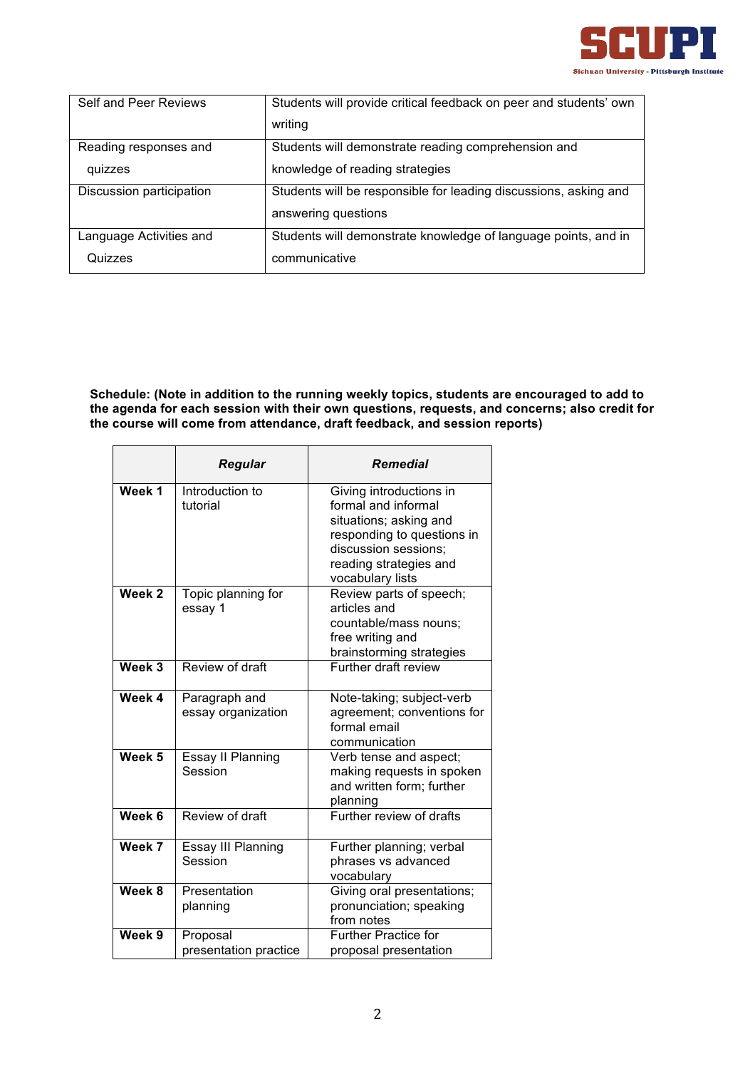| | |
|---|---|
| Self and Peer Reviews | Students will provide critical feedback on peer and students' own writing |
| Reading responses and quizzes | Students will demonstrate reading comprehension and knowledge of reading strategies |
| Discussion participation | Students will be responsible for leading discussions, asking and answering questions |
| Language Activities and Quizzes | Students will demonstrate knowledge of language points, and in communicative |

**Schedule: (Note in addition to the running weekly topics, students are encouraged to add to the agenda for each session with their own questions, requests, and concerns; also credit for the course will come from attendance, draft feedback, and session reports)**

| | ***Regular*** | ***Remedial*** |
|---|---|---|
| **Week 1** | Introduction to tutorial | Giving introductions in formal and informal situations; asking and responding to questions in discussion sessions; reading strategies and vocabulary lists |
| **Week 2** | Topic planning for essay 1 | Review parts of speech; articles and countable/mass nouns; free writing and brainstorming strategies |
| **Week 3** | Review of draft | Further draft review |
| **Week 4** | Paragraph and essay organization | Note-taking; subject-verb agreement; conventions for formal email communication |
| **Week 5** | Essay II Planning Session | Verb tense and aspect; making requests in spoken and written form; further planning |
| **Week 6** | Review of draft | Further review of drafts |
| **Week 7** | Essay III Planning Session | Further planning; verbal phrases vs advanced vocabulary |
| **Week 8** | Presentation planning | Giving oral presentations; pronunciation; speaking from notes |
| **Week 9** | Proposal presentation practice | Further Practice for proposal presentation |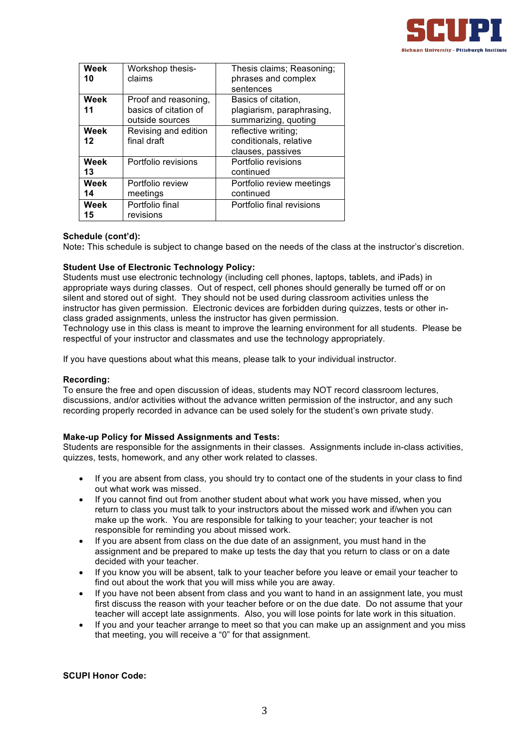| | | |
|---|---|---|
| **Week 10** | Workshop thesis-claims | Thesis claims; Reasoning; phrases and complex sentences |
| **Week 11** | Proof and reasoning, basics of citation of outside sources | Basics of citation, plagiarism, paraphrasing, summarizing, quoting |
| **Week 12** | Revising and edition final draft | reflective writing; conditionals, relative clauses, passives |
| **Week 13** | Portfolio revisions | Portfolio revisions continued |
| **Week 14** | Portfolio review meetings | Portfolio review meetings continued |
| **Week 15** | Portfolio final revisions | Portfolio final revisions |

**Schedule (cont'd):**
Note**:** This schedule is subject to change based on the needs of the class at the instructor's discretion.

**Student Use of Electronic Technology Policy:**
Students must use electronic technology (including cell phones, laptops, tablets, and iPads) in appropriate ways during classes. Out of respect, cell phones should generally be turned off or on silent and stored out of sight. They should not be used during classroom activities unless the instructor has given permission. Electronic devices are forbidden during quizzes, tests or other in-class graded assignments, unless the instructor has given permission.
Technology use in this class is meant to improve the learning environment for all students. Please be respectful of your instructor and classmates and use the technology appropriately.

If you have questions about what this means, please talk to your individual instructor.

**Recording:**
To ensure the free and open discussion of ideas, students may NOT record classroom lectures, discussions, and/or activities without the advance written permission of the instructor, and any such recording properly recorded in advance can be used solely for the student's own private study.

**Make-up Policy for Missed Assignments and Tests:**
Students are responsible for the assignments in their classes. Assignments include in-class activities, quizzes, tests, homework, and any other work related to classes.

- If you are absent from class, you should try to contact one of the students in your class to find out what work was missed.
- If you cannot find out from another student about what work you have missed, when you return to class you must talk to your instructors about the missed work and if/when you can make up the work. You are responsible for talking to your teacher; your teacher is not responsible for reminding you about missed work.
- If you are absent from class on the due date of an assignment, you must hand in the assignment and be prepared to make up tests the day that you return to class or on a date decided with your teacher.
- If you know you will be absent, talk to your teacher before you leave or email your teacher to find out about the work that you will miss while you are away.
- If you have not been absent from class and you want to hand in an assignment late, you must first discuss the reason with your teacher before or on the due date. Do not assume that your teacher will accept late assignments. Also, you will lose points for late work in this situation.
- If you and your teacher arrange to meet so that you can make up an assignment and you miss that meeting, you will receive a "0" for that assignment.

**SCUPI Honor Code:**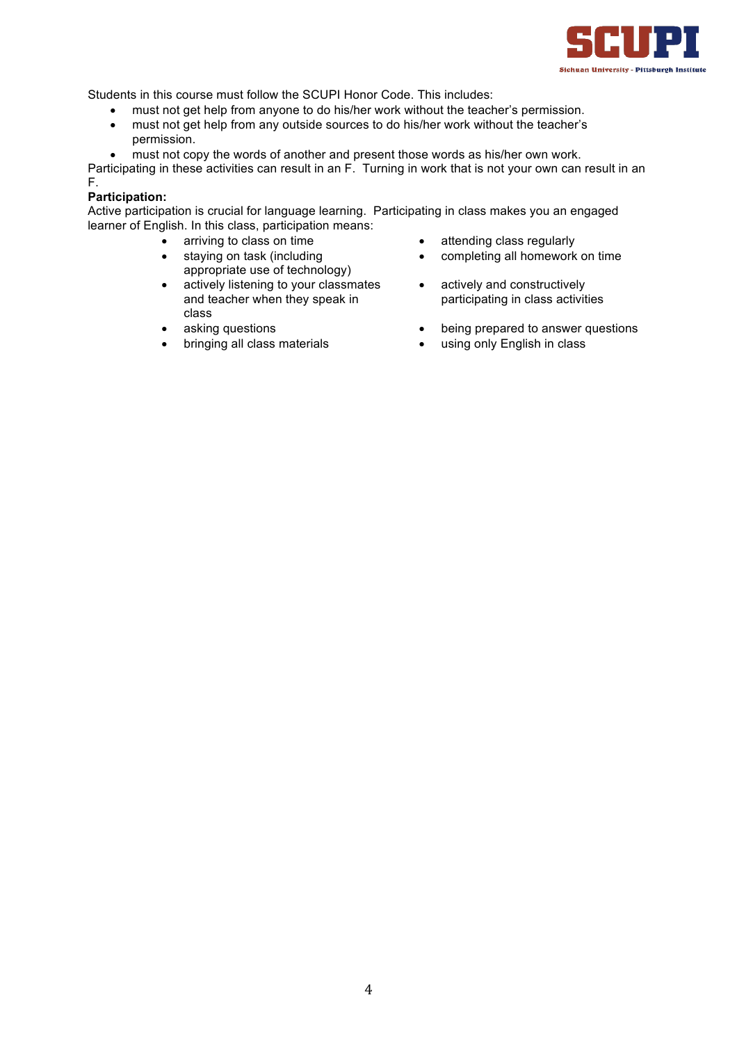Students in this course must follow the SCUPI Honor Code. This includes:

- must not get help from anyone to do his/her work without the teacher's permission.
- must not get help from any outside sources to do his/her work without the teacher's permission.
- must not copy the words of another and present those words as his/her own work.

Participating in these activities can result in an F. Turning in work that is not your own can result in an F.

**Participation:**

Active participation is crucial for language learning. Participating in class makes you an engaged learner of English. In this class, participation means:

- arriving to class on time
- staying on task (including appropriate use of technology)
- actively listening to your classmates and teacher when they speak in class
- asking questions
- bringing all class materials
- attending class regularly
- completing all homework on time
- actively and constructively participating in class activities
- being prepared to answer questions
- using only English in class